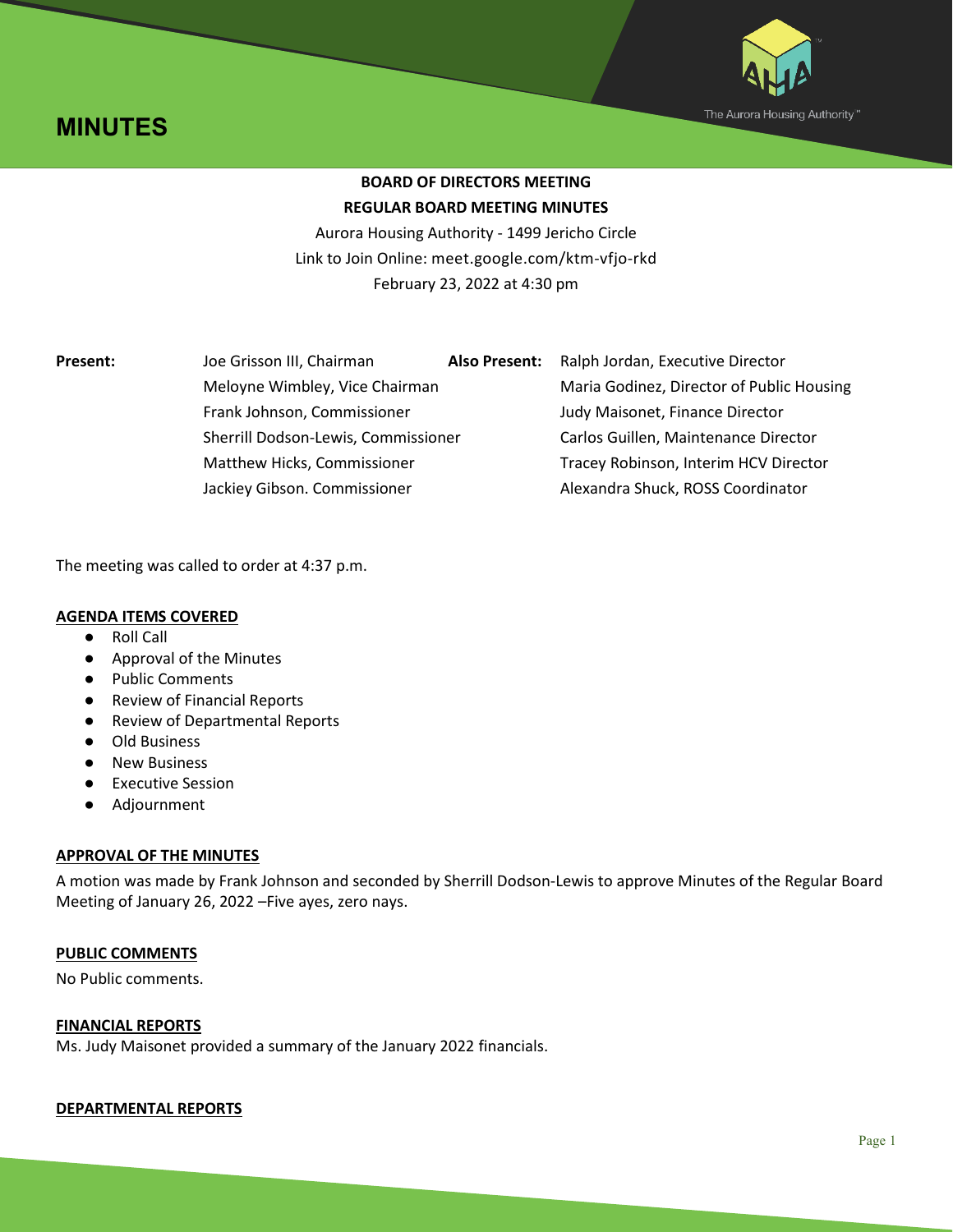# MINUTES

The Aurora Housing Authority™

**BOARD OF DIRECTORS MEETING**

**REGULAR BOARD MEETING MINUTES**

Aurora Housing Authority - 1499 Jericho Circle

Link to Join Online: meet.google.com/ktm-vfjo-rkd

February 23, 2022 at 4:30 pm

| **Present:** | | **Also Present:** | |
|---|---|---|---|
| | Joe Grisson III, Chairman | | Ralph Jordan, Executive Director |
| | Meloyne Wimbley, Vice Chairman | | Maria Godinez, Director of Public Housing |
| | Frank Johnson, Commissioner | | Judy Maisonet, Finance Director |
| | Sherrill Dodson-Lewis, Commissioner | | Carlos Guillen, Maintenance Director |
| | Matthew Hicks, Commissioner | | Tracey Robinson, Interim HCV Director |
| | Jackiey Gibson. Commissioner | | Alexandra Shuck, ROSS Coordinator |

The meeting was called to order at 4:37 p.m.

**AGENDA ITEMS COVERED**

- Roll Call
- Approval of the Minutes
- Public Comments
- Review of Financial Reports
- Review of Departmental Reports
- Old Business
- New Business
- Executive Session
- Adjournment

**APPROVAL OF THE MINUTES**

A motion was made by Frank Johnson and seconded by Sherrill Dodson-Lewis to approve Minutes of the Regular Board Meeting of January 26, 2022 –Five ayes, zero nays.

**PUBLIC COMMENTS**

No Public comments.

**FINANCIAL REPORTS**

Ms. Judy Maisonet provided a summary of the January 2022 financials.

**DEPARTMENTAL REPORTS**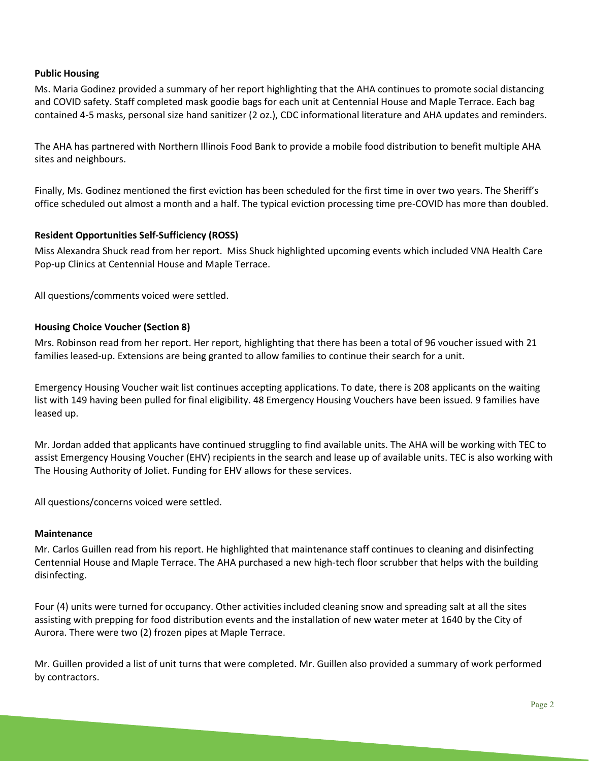**Public Housing**

Ms. Maria Godinez provided a summary of her report highlighting that the AHA continues to promote social distancing and COVID safety. Staff completed mask goodie bags for each unit at Centennial House and Maple Terrace. Each bag contained 4-5 masks, personal size hand sanitizer (2 oz.), CDC informational literature and AHA updates and reminders.

The AHA has partnered with Northern Illinois Food Bank to provide a mobile food distribution to benefit multiple AHA sites and neighbours.

Finally, Ms. Godinez mentioned the first eviction has been scheduled for the first time in over two years. The Sheriff's office scheduled out almost a month and a half. The typical eviction processing time pre-COVID has more than doubled.

**Resident Opportunities Self-Sufficiency (ROSS)**

Miss Alexandra Shuck read from her report. Miss Shuck highlighted upcoming events which included VNA Health Care Pop-up Clinics at Centennial House and Maple Terrace.

All questions/comments voiced were settled.

**Housing Choice Voucher (Section 8)**

Mrs. Robinson read from her report. Her report, highlighting that there has been a total of 96 voucher issued with 21 families leased-up. Extensions are being granted to allow families to continue their search for a unit.

Emergency Housing Voucher wait list continues accepting applications. To date, there is 208 applicants on the waiting list with 149 having been pulled for final eligibility. 48 Emergency Housing Vouchers have been issued. 9 families have leased up.

Mr. Jordan added that applicants have continued struggling to find available units. The AHA will be working with TEC to assist Emergency Housing Voucher (EHV) recipients in the search and lease up of available units. TEC is also working with The Housing Authority of Joliet. Funding for EHV allows for these services.

All questions/concerns voiced were settled.

**Maintenance**

Mr. Carlos Guillen read from his report. He highlighted that maintenance staff continues to cleaning and disinfecting Centennial House and Maple Terrace. The AHA purchased a new high-tech floor scrubber that helps with the building disinfecting.

Four (4) units were turned for occupancy. Other activities included cleaning snow and spreading salt at all the sites assisting with prepping for food distribution events and the installation of new water meter at 1640 by the City of Aurora. There were two (2) frozen pipes at Maple Terrace.

Mr. Guillen provided a list of unit turns that were completed. Mr. Guillen also provided a summary of work performed by contractors.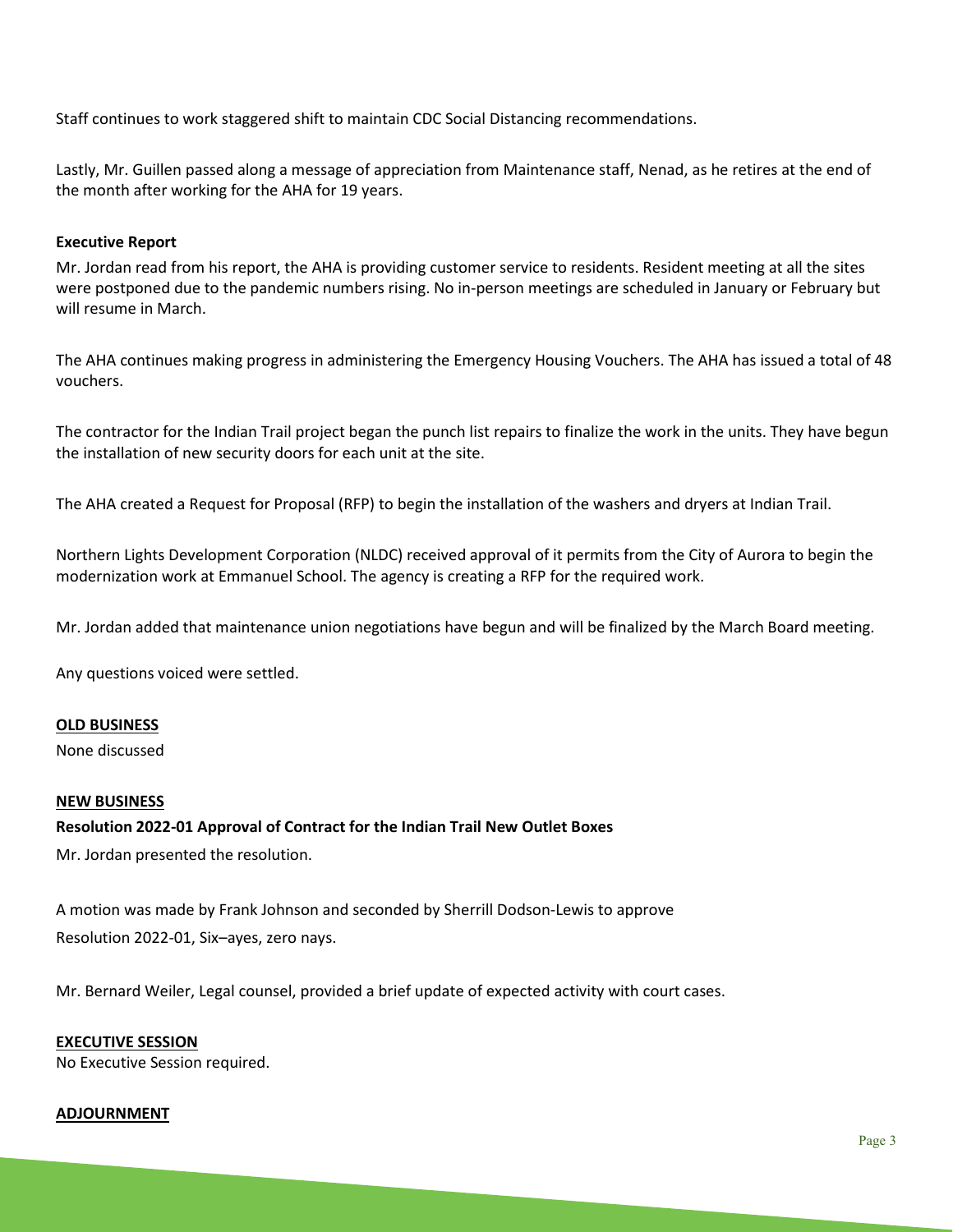Staff continues to work staggered shift to maintain CDC Social Distancing recommendations.

Lastly, Mr. Guillen passed along a message of appreciation from Maintenance staff, Nenad, as he retires at the end of the month after working for the AHA for 19 years.

**Executive Report**

Mr. Jordan read from his report, the AHA is providing customer service to residents. Resident meeting at all the sites were postponed due to the pandemic numbers rising. No in-person meetings are scheduled in January or February but will resume in March.

The AHA continues making progress in administering the Emergency Housing Vouchers. The AHA has issued a total of 48 vouchers.

The contractor for the Indian Trail project began the punch list repairs to finalize the work in the units. They have begun the installation of new security doors for each unit at the site.

The AHA created a Request for Proposal (RFP) to begin the installation of the washers and dryers at Indian Trail.

Northern Lights Development Corporation (NLDC) received approval of it permits from the City of Aurora to begin the modernization work at Emmanuel School. The agency is creating a RFP for the required work.

Mr. Jordan added that maintenance union negotiations have begun and will be finalized by the March Board meeting.

Any questions voiced were settled.

## OLD BUSINESS

None discussed

## NEW BUSINESS

**Resolution 2022-01 Approval of Contract for the Indian Trail New Outlet Boxes**

Mr. Jordan presented the resolution.

A motion was made by Frank Johnson and seconded by Sherrill Dodson-Lewis to approve Resolution 2022-01, Six–ayes, zero nays.

Mr. Bernard Weiler, Legal counsel, provided a brief update of expected activity with court cases.

## EXECUTIVE SESSION

No Executive Session required.

## ADJOURNMENT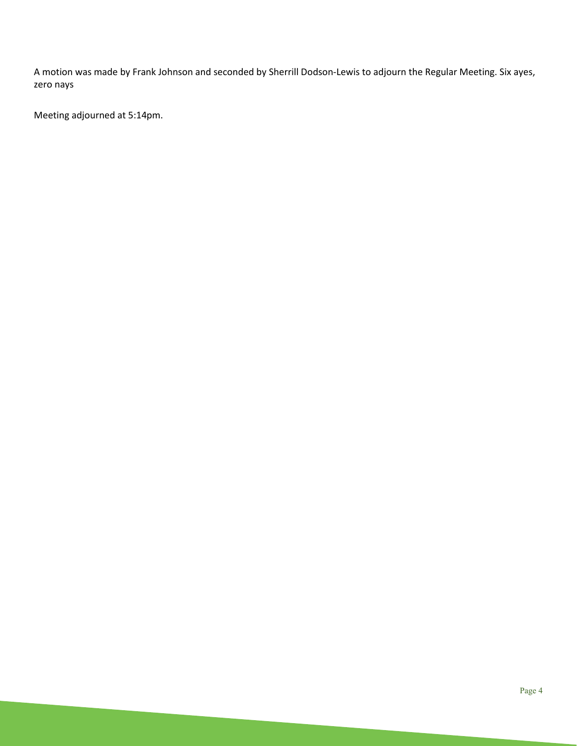A motion was made by Frank Johnson and seconded by Sherrill Dodson-Lewis to adjourn the Regular Meeting. Six ayes, zero nays

Meeting adjourned at 5:14pm.